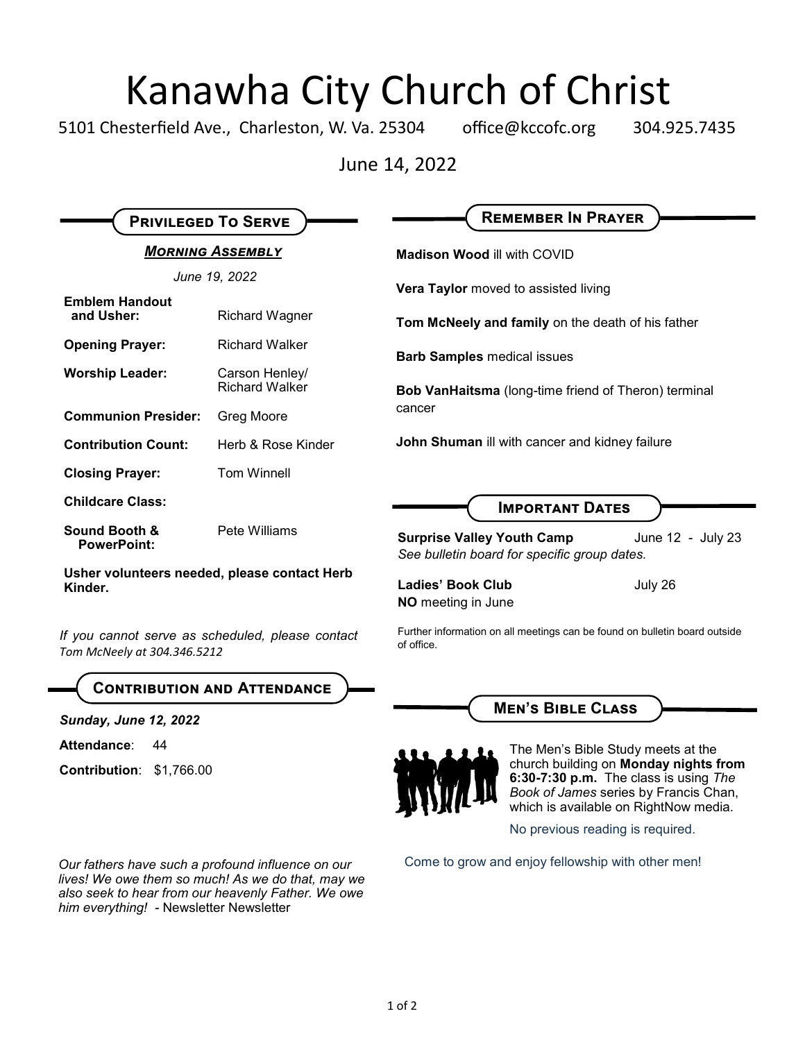# Kanawha City Church of Christ

5101 Chesterfield Ave., Charleston, W. Va. 25304 office@kccofc.org 304.925.7435

June 14, 2022

## Privileged To Serve

***Morning Assembly***

*June 19, 2022*

| | |
|---|---|
| **Emblem Handout and Usher:** | Richard Wagner |
| **Opening Prayer:** | Richard Walker |
| **Worship Leader:** | Carson Henley/ Richard Walker |
| **Communion Presider:** | Greg Moore |
| **Contribution Count:** | Herb & Rose Kinder |
| **Closing Prayer:** | Tom Winnell |
| **Childcare Class:** | |
| **Sound Booth & PowerPoint:** | Pete Williams |

**Usher volunteers needed, please contact Herb Kinder.**

*If you cannot serve as scheduled, please contact Tom McNeely at 304.346.5212*

## Contribution and Attendance

***Sunday, June 12, 2022***

**Attendance**: 44

**Contribution**: $1,766.00

*Our fathers have such a profound influence on our lives! We owe them so much! As we do that, may we also seek to hear from our heavenly Father. We owe him everything!* - Newsletter Newsletter

## Remember In Prayer

**Madison Wood** ill with COVID

**Vera Taylor** moved to assisted living

**Tom McNeely and family** on the death of his father

**Barb Samples** medical issues

**Bob VanHaitsma** (long-time friend of Theron) terminal cancer

**John Shuman** ill with cancer and kidney failure

## Important Dates

**Surprise Valley Youth Camp** June 12 - July 23
*See bulletin board for specific group dates.*

**Ladies' Book Club** July 26
**NO** meeting in June

Further information on all meetings can be found on bulletin board outside of office.

## Men's Bible Class

The Men's Bible Study meets at the church building on **Monday nights from 6:30-7:30 p.m.** The class is using *The Book of James* series by Francis Chan, which is available on RightNow media.

No previous reading is required.

Come to grow and enjoy fellowship with other men!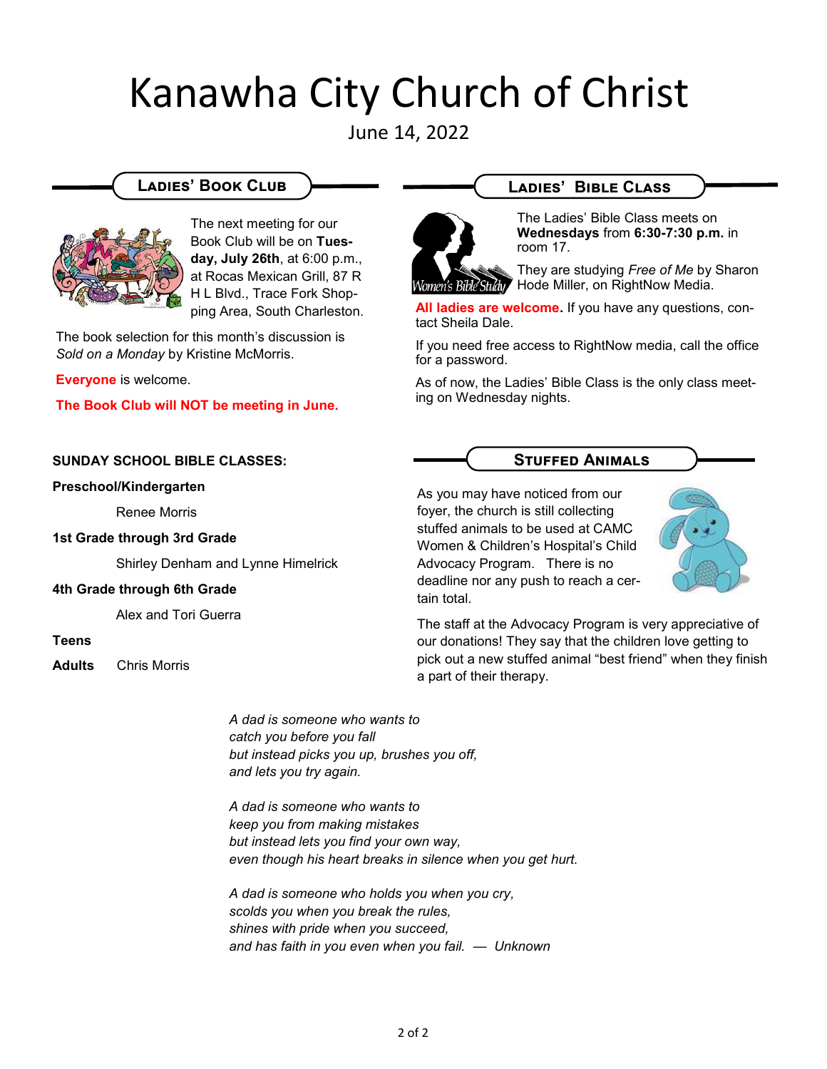# Kanawha City Church of Christ

June 14, 2022

## Ladies' Book Club

The next meeting for our Book Club will be on **Tuesday, July 26th**, at 6:00 p.m., at Rocas Mexican Grill, 87 R H L Blvd., Trace Fork Shopping Area, South Charleston.

The book selection for this month's discussion is *Sold on a Monday* by Kristine McMorris.

**Everyone** is welcome.

**The Book Club will NOT be meeting in June.**

## Ladies' Bible Class

The Ladies' Bible Class meets on **Wednesdays** from **6:30-7:30 p.m.** in room 17.

They are studying *Free of Me* by Sharon Hode Miller, on RightNow Media.

**All ladies are welcome.** If you have any questions, contact Sheila Dale.

If you need free access to RightNow media, call the office for a password.

As of now, the Ladies' Bible Class is the only class meeting on Wednesday nights.

## SUNDAY SCHOOL BIBLE CLASSES:

**Preschool/Kindergarten**

Renee Morris

**1st Grade through 3rd Grade**

Shirley Denham and Lynne Himelrick

**4th Grade through 6th Grade**

Alex and Tori Guerra

**Teens**

**Adults** Chris Morris

## Stuffed Animals

As you may have noticed from our foyer, the church is still collecting stuffed animals to be used at CAMC Women & Children's Hospital's Child Advocacy Program. There is no deadline nor any push to reach a certain total.

The staff at the Advocacy Program is very appreciative of our donations! They say that the children love getting to pick out a new stuffed animal "best friend" when they finish a part of their therapy.

*A dad is someone who wants to*
*catch you before you fall*
*but instead picks you up, brushes you off,*
*and lets you try again.*

*A dad is someone who wants to*
*keep you from making mistakes*
*but instead lets you find your own way,*
*even though his heart breaks in silence when you get hurt.*

*A dad is someone who holds you when you cry,*
*scolds you when you break the rules,*
*shines with pride when you succeed,*
*and has faith in you even when you fail.* — *Unknown*